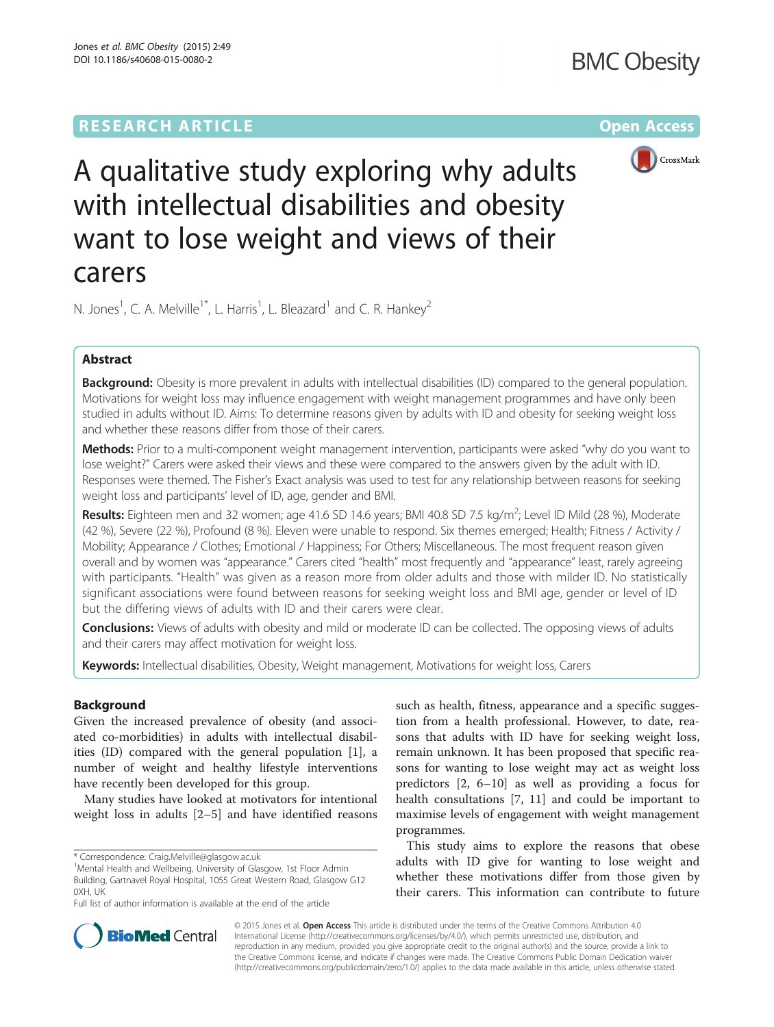RESEARCH ARTICLE

Open Access

# A qualitative study exploring why adults with intellectual disabilities and obesity want to lose weight and views of their carers

N. Jones[1], C. A. Melville[1*], L. Harris[1], L. Bleazard[1] and C. R. Hankey[2]

## Abstract

**Background:** Obesity is more prevalent in adults with intellectual disabilities (ID) compared to the general population. Motivations for weight loss may influence engagement with weight management programmes and have only been studied in adults without ID. Aims: To determine reasons given by adults with ID and obesity for seeking weight loss and whether these reasons differ from those of their carers.

**Methods:** Prior to a multi-component weight management intervention, participants were asked "why do you want to lose weight?" Carers were asked their views and these were compared to the answers given by the adult with ID. Responses were themed. The Fisher's Exact analysis was used to test for any relationship between reasons for seeking weight loss and participants' level of ID, age, gender and BMI.

**Results:** Eighteen men and 32 women; age 41.6 SD 14.6 years; BMI 40.8 SD 7.5 kg/m$^2$; Level ID Mild (28 %), Moderate (42 %), Severe (22 %), Profound (8 %). Eleven were unable to respond. Six themes emerged; Health; Fitness / Activity / Mobility; Appearance / Clothes; Emotional / Happiness; For Others; Miscellaneous. The most frequent reason given overall and by women was "appearance." Carers cited "health" most frequently and "appearance" least, rarely agreeing with participants. "Health" was given as a reason more from older adults and those with milder ID. No statistically significant associations were found between reasons for seeking weight loss and BMI age, gender or level of ID but the differing views of adults with ID and their carers were clear.

**Conclusions:** Views of adults with obesity and mild or moderate ID can be collected. The opposing views of adults and their carers may affect motivation for weight loss.

**Keywords:** Intellectual disabilities, Obesity, Weight management, Motivations for weight loss, Carers

## Background

Given the increased prevalence of obesity (and associated co-morbidities) in adults with intellectual disabilities (ID) compared with the general population [1], a number of weight and healthy lifestyle interventions have recently been developed for this group.

Many studies have looked at motivators for intentional weight loss in adults [2–5] and have identified reasons such as health, fitness, appearance and a specific suggestion from a health professional. However, to date, reasons that adults with ID have for seeking weight loss, remain unknown. It has been proposed that specific reasons for wanting to lose weight may act as weight loss predictors [2, 6–10] as well as providing a focus for health consultations [7, 11] and could be important to maximise levels of engagement with weight management programmes.

This study aims to explore the reasons that obese adults with ID give for wanting to lose weight and whether these motivations differ from those given by their carers. This information can contribute to future

* Correspondence: Craig.Melville@glasgow.ac.uk
[1]Mental Health and Wellbeing, University of Glasgow, 1st Floor Admin Building, Gartnavel Royal Hospital, 1055 Great Western Road, Glasgow G12 0XH, UK
Full list of author information is available at the end of the article

© 2015 Jones et al. **Open Access** This article is distributed under the terms of the Creative Commons Attribution 4.0 International License (http://creativecommons.org/licenses/by/4.0/), which permits unrestricted use, distribution, and reproduction in any medium, provided you give appropriate credit to the original author(s) and the source, provide a link to the Creative Commons license, and indicate if changes were made. The Creative Commons Public Domain Dedication waiver (http://creativecommons.org/publicdomain/zero/1.0/) applies to the data made available in this article, unless otherwise stated.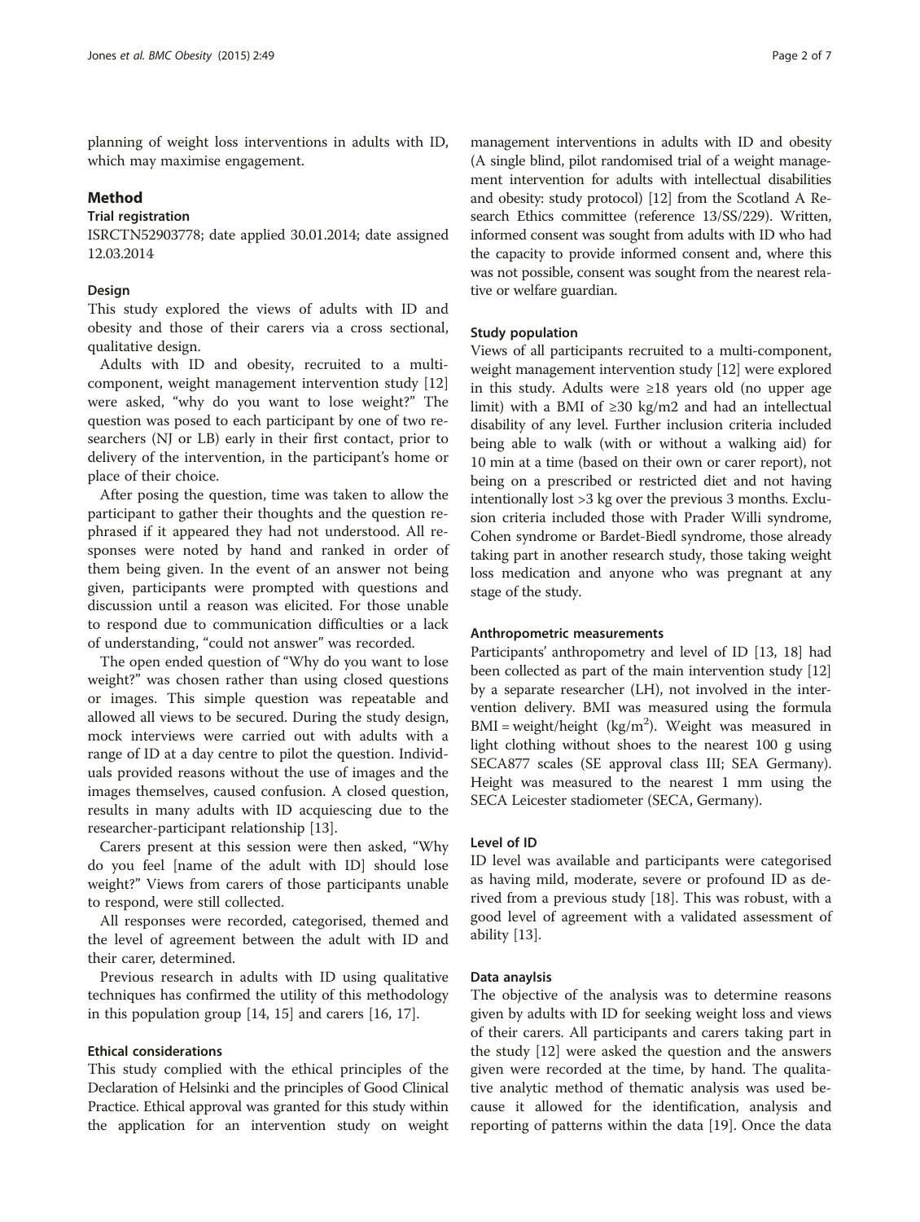planning of weight loss interventions in adults with ID, which may maximise engagement.

## Method

### Trial registration

ISRCTN52903778; date applied 30.01.2014; date assigned 12.03.2014

### Design

This study explored the views of adults with ID and obesity and those of their carers via a cross sectional, qualitative design.

Adults with ID and obesity, recruited to a multi-component, weight management intervention study [12] were asked, "why do you want to lose weight?" The question was posed to each participant by one of two researchers (NJ or LB) early in their first contact, prior to delivery of the intervention, in the participant's home or place of their choice.

After posing the question, time was taken to allow the participant to gather their thoughts and the question rephrased if it appeared they had not understood. All responses were noted by hand and ranked in order of them being given. In the event of an answer not being given, participants were prompted with questions and discussion until a reason was elicited. For those unable to respond due to communication difficulties or a lack of understanding, "could not answer" was recorded.

The open ended question of "Why do you want to lose weight?" was chosen rather than using closed questions or images. This simple question was repeatable and allowed all views to be secured. During the study design, mock interviews were carried out with adults with a range of ID at a day centre to pilot the question. Individuals provided reasons without the use of images and the images themselves, caused confusion. A closed question, results in many adults with ID acquiescing due to the researcher-participant relationship [13].

Carers present at this session were then asked, "Why do you feel [name of the adult with ID] should lose weight?" Views from carers of those participants unable to respond, were still collected.

All responses were recorded, categorised, themed and the level of agreement between the adult with ID and their carer, determined.

Previous research in adults with ID using qualitative techniques has confirmed the utility of this methodology in this population group [14, 15] and carers [16, 17].

### Ethical considerations

This study complied with the ethical principles of the Declaration of Helsinki and the principles of Good Clinical Practice. Ethical approval was granted for this study within the application for an intervention study on weight management interventions in adults with ID and obesity (A single blind, pilot randomised trial of a weight management intervention for adults with intellectual disabilities and obesity: study protocol) [12] from the Scotland A Research Ethics committee (reference 13/SS/229). Written, informed consent was sought from adults with ID who had the capacity to provide informed consent and, where this was not possible, consent was sought from the nearest relative or welfare guardian.

### Study population

Views of all participants recruited to a multi-component, weight management intervention study [12] were explored in this study. Adults were ≥18 years old (no upper age limit) with a BMI of ≥30 kg/m2 and had an intellectual disability of any level. Further inclusion criteria included being able to walk (with or without a walking aid) for 10 min at a time (based on their own or carer report), not being on a prescribed or restricted diet and not having intentionally lost >3 kg over the previous 3 months. Exclusion criteria included those with Prader Willi syndrome, Cohen syndrome or Bardet-Biedl syndrome, those already taking part in another research study, those taking weight loss medication and anyone who was pregnant at any stage of the study.

### Anthropometric measurements

Participants' anthropometry and level of ID [13, 18] had been collected as part of the main intervention study [12] by a separate researcher (LH), not involved in the intervention delivery. BMI was measured using the formula BMI = weight/height ($kg/m^2$). Weight was measured in light clothing without shoes to the nearest 100 g using SECA877 scales (SE approval class III; SEA Germany). Height was measured to the nearest 1 mm using the SECA Leicester stadiometer (SECA, Germany).

### Level of ID

ID level was available and participants were categorised as having mild, moderate, severe or profound ID as derived from a previous study [18]. This was robust, with a good level of agreement with a validated assessment of ability [13].

### Data anaylsis

The objective of the analysis was to determine reasons given by adults with ID for seeking weight loss and views of their carers. All participants and carers taking part in the study [12] were asked the question and the answers given were recorded at the time, by hand. The qualitative analytic method of thematic analysis was used because it allowed for the identification, analysis and reporting of patterns within the data [19]. Once the data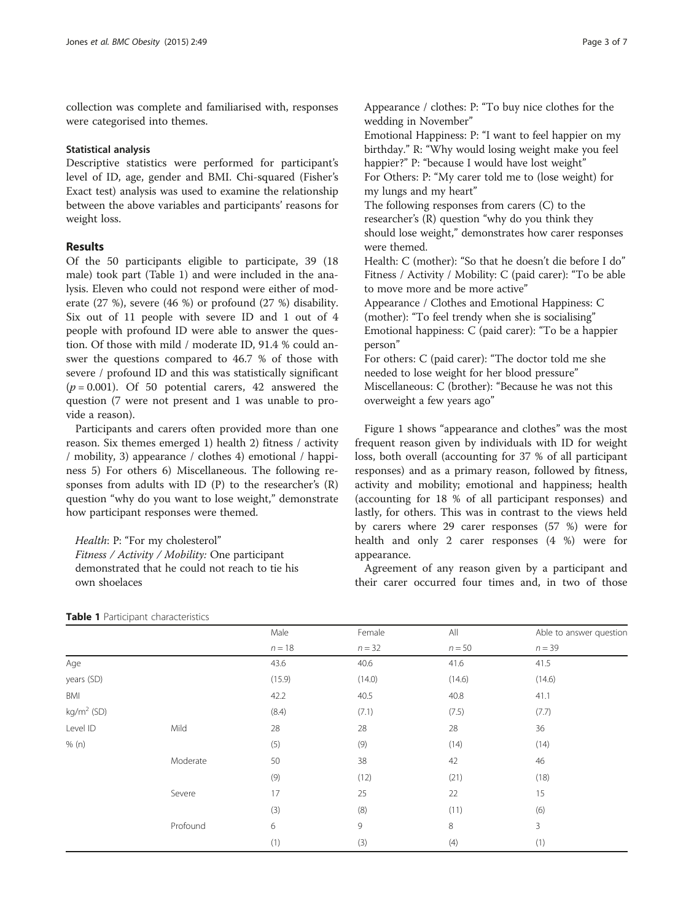collection was complete and familiarised with, responses were categorised into themes.

### Statistical analysis

Descriptive statistics were performed for participant's level of ID, age, gender and BMI. Chi-squared (Fisher's Exact test) analysis was used to examine the relationship between the above variables and participants' reasons for weight loss.

## Results

Of the 50 participants eligible to participate, 39 (18 male) took part (Table 1) and were included in the analysis. Eleven who could not respond were either of moderate (27 %), severe (46 %) or profound (27 %) disability. Six out of 11 people with severe ID and 1 out of 4 people with profound ID were able to answer the question. Of those with mild / moderate ID, 91.4 % could answer the questions compared to 46.7 % of those with severe / profound ID and this was statistically significant ($p = 0.001$). Of 50 potential carers, 42 answered the question (7 were not present and 1 was unable to provide a reason).

Participants and carers often provided more than one reason. Six themes emerged 1) health 2) fitness / activity / mobility, 3) appearance / clothes 4) emotional / happiness 5) For others 6) Miscellaneous. The following responses from adults with ID (P) to the researcher's (R) question "why do you want to lose weight," demonstrate how participant responses were themed.

*Health*: P: "For my cholesterol"
*Fitness / Activity / Mobility:* One participant demonstrated that he could not reach to tie his own shoelaces
Appearance / clothes: P: "To buy nice clothes for the wedding in November"
Emotional Happiness: P: "I want to feel happier on my birthday." R: "Why would losing weight make you feel happier?" P: "because I would have lost weight"
For Others: P: "My carer told me to (lose weight) for my lungs and my heart"
The following responses from carers (C) to the researcher's (R) question "why do you think they should lose weight," demonstrates how carer responses were themed.
Health: C (mother): "So that he doesn't die before I do"
Fitness / Activity / Mobility: C (paid carer): "To be able to move more and be more active"
Appearance / Clothes and Emotional Happiness: C (mother): "To feel trendy when she is socialising"
Emotional happiness: C (paid carer): "To be a happier person"
For others: C (paid carer): "The doctor told me she needed to lose weight for her blood pressure"
Miscellaneous: C (brother): "Because he was not this overweight a few years ago"

Figure 1 shows "appearance and clothes" was the most frequent reason given by individuals with ID for weight loss, both overall (accounting for 37 % of all participant responses) and as a primary reason, followed by fitness, activity and mobility; emotional and happiness; health (accounting for 18 % of all participant responses) and lastly, for others. This was in contrast to the views held by carers where 29 carer responses (57 %) were for health and only 2 carer responses (4 %) were for appearance.

Agreement of any reason given by a participant and their carer occurred four times and, in two of those

**Table 1** Participant characteristics

| | | Male | Female | All | Able to answer question |
|---|---|---|---|---|---|
| | | $n = 18$ | $n = 32$ | $n = 50$ | $n = 39$ |
| Age | | 43.6 | 40.6 | 41.6 | 41.5 |
| years (SD) | | (15.9) | (14.0) | (14.6) | (14.6) |
| BMI | | 42.2 | 40.5 | 40.8 | 41.1 |
| kg/m$^2$ (SD) | | (8.4) | (7.1) | (7.5) | (7.7) |
| Level ID | Mild | 28 | 28 | 28 | 36 |
| % (n) | | (5) | (9) | (14) | (14) |
| | Moderate | 50 | 38 | 42 | 46 |
| | | (9) | (12) | (21) | (18) |
| | Severe | 17 | 25 | 22 | 15 |
| | | (3) | (8) | (11) | (6) |
| | Profound | 6 | 9 | 8 | 3 |
| | | (1) | (3) | (4) | (1) |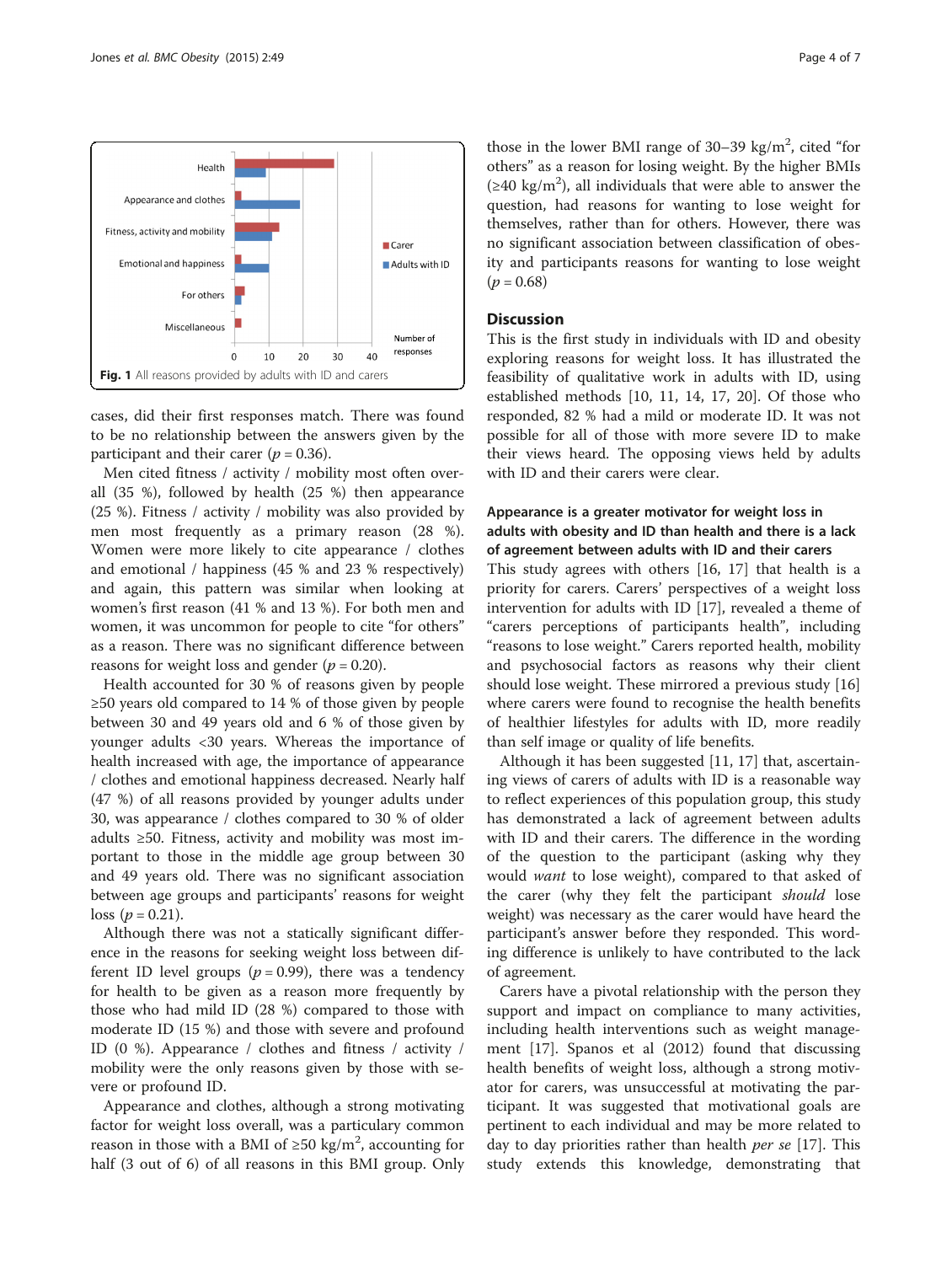Fig. 1 All reasons provided by adults with ID and carers

cases, did their first responses match. There was found to be no relationship between the answers given by the participant and their carer ($p = 0.36$).

Men cited fitness / activity / mobility most often overall (35 %), followed by health (25 %) then appearance (25 %). Fitness / activity / mobility was also provided by men most frequently as a primary reason (28 %). Women were more likely to cite appearance / clothes and emotional / happiness (45 % and 23 % respectively) and again, this pattern was similar when looking at women's first reason (41 % and 13 %). For both men and women, it was uncommon for people to cite "for others" as a reason. There was no significant difference between reasons for weight loss and gender ($p = 0.20$).

Health accounted for 30 % of reasons given by people ≥50 years old compared to 14 % of those given by people between 30 and 49 years old and 6 % of those given by younger adults <30 years. Whereas the importance of health increased with age, the importance of appearance / clothes and emotional happiness decreased. Nearly half (47 %) of all reasons provided by younger adults under 30, was appearance / clothes compared to 30 % of older adults ≥50. Fitness, activity and mobility was most important to those in the middle age group between 30 and 49 years old. There was no significant association between age groups and participants' reasons for weight loss ($p = 0.21$).

Although there was not a statically significant difference in the reasons for seeking weight loss between different ID level groups ($p = 0.99$), there was a tendency for health to be given as a reason more frequently by those who had mild ID (28 %) compared to those with moderate ID (15 %) and those with severe and profound ID (0 %). Appearance / clothes and fitness / activity / mobility were the only reasons given by those with severe or profound ID.

Appearance and clothes, although a strong motivating factor for weight loss overall, was a particulary common reason in those with a BMI of ≥50 kg/m$^2$, accounting for half (3 out of 6) of all reasons in this BMI group. Only those in the lower BMI range of 30–39 kg/m$^2$, cited "for others" as a reason for losing weight. By the higher BMIs (≥40 kg/m$^2$), all individuals that were able to answer the question, had reasons for wanting to lose weight for themselves, rather than for others. However, there was no significant association between classification of obesity and participants reasons for wanting to lose weight ($p = 0.68$)

## Discussion

This is the first study in individuals with ID and obesity exploring reasons for weight loss. It has illustrated the feasibility of qualitative work in adults with ID, using established methods [10, 11, 14, 17, 20]. Of those who responded, 82 % had a mild or moderate ID. It was not possible for all of those with more severe ID to make their views heard. The opposing views held by adults with ID and their carers were clear.

### Appearance is a greater motivator for weight loss in adults with obesity and ID than health and there is a lack of agreement between adults with ID and their carers

This study agrees with others [16, 17] that health is a priority for carers. Carers' perspectives of a weight loss intervention for adults with ID [17], revealed a theme of "carers perceptions of participants health", including "reasons to lose weight." Carers reported health, mobility and psychosocial factors as reasons why their client should lose weight. These mirrored a previous study [16] where carers were found to recognise the health benefits of healthier lifestyles for adults with ID, more readily than self image or quality of life benefits.

Although it has been suggested [11, 17] that, ascertaining views of carers of adults with ID is a reasonable way to reflect experiences of this population group, this study has demonstrated a lack of agreement between adults with ID and their carers. The difference in the wording of the question to the participant (asking why they would *want* to lose weight), compared to that asked of the carer (why they felt the participant *should* lose weight) was necessary as the carer would have heard the participant's answer before they responded. This wording difference is unlikely to have contributed to the lack of agreement.

Carers have a pivotal relationship with the person they support and impact on compliance to many activities, including health interventions such as weight management [17]. Spanos et al (2012) found that discussing health benefits of weight loss, although a strong motivator for carers, was unsuccessful at motivating the participant. It was suggested that motivational goals are pertinent to each individual and may be more related to day to day priorities rather than health *per se* [17]. This study extends this knowledge, demonstrating that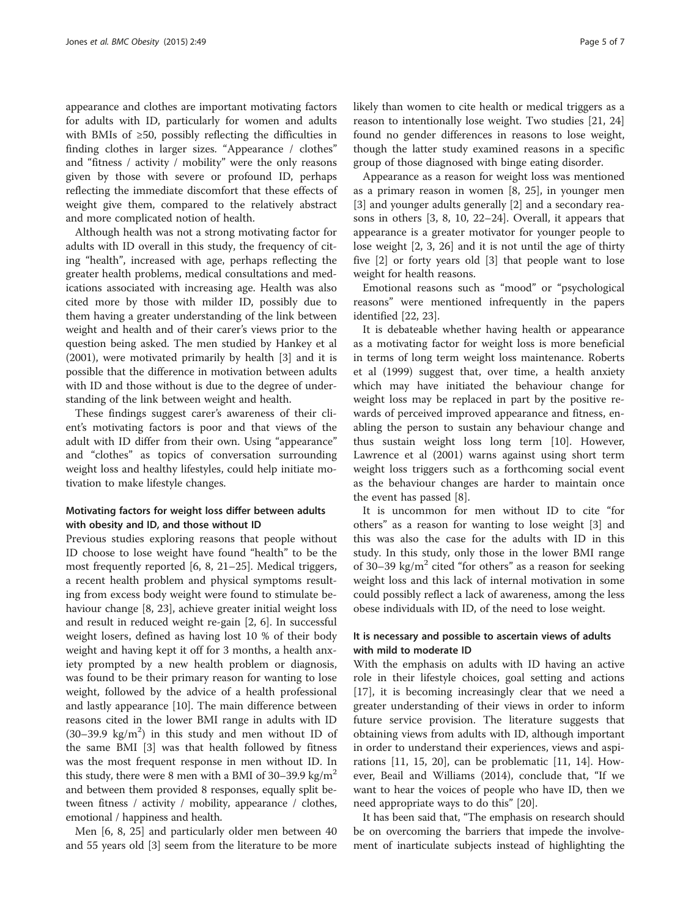appearance and clothes are important motivating factors for adults with ID, particularly for women and adults with BMIs of ≥50, possibly reflecting the difficulties in finding clothes in larger sizes. "Appearance / clothes" and "fitness / activity / mobility" were the only reasons given by those with severe or profound ID, perhaps reflecting the immediate discomfort that these effects of weight give them, compared to the relatively abstract and more complicated notion of health.

Although health was not a strong motivating factor for adults with ID overall in this study, the frequency of citing "health", increased with age, perhaps reflecting the greater health problems, medical consultations and medications associated with increasing age. Health was also cited more by those with milder ID, possibly due to them having a greater understanding of the link between weight and health and of their carer's views prior to the question being asked. The men studied by Hankey et al (2001), were motivated primarily by health [3] and it is possible that the difference in motivation between adults with ID and those without is due to the degree of understanding of the link between weight and health.

These findings suggest carer's awareness of their client's motivating factors is poor and that views of the adult with ID differ from their own. Using "appearance" and "clothes" as topics of conversation surrounding weight loss and healthy lifestyles, could help initiate motivation to make lifestyle changes.

### Motivating factors for weight loss differ between adults with obesity and ID, and those without ID

Previous studies exploring reasons that people without ID choose to lose weight have found "health" to be the most frequently reported [6, 8, 21–25]. Medical triggers, a recent health problem and physical symptoms resulting from excess body weight were found to stimulate behaviour change [8, 23], achieve greater initial weight loss and result in reduced weight re-gain [2, 6]. In successful weight losers, defined as having lost 10 % of their body weight and having kept it off for 3 months, a health anxiety prompted by a new health problem or diagnosis, was found to be their primary reason for wanting to lose weight, followed by the advice of a health professional and lastly appearance [10]. The main difference between reasons cited in the lower BMI range in adults with ID (30–39.9 kg/m$^2$) in this study and men without ID of the same BMI [3] was that health followed by fitness was the most frequent response in men without ID. In this study, there were 8 men with a BMI of 30–39.9 kg/m$^2$ and between them provided 8 responses, equally split between fitness / activity / mobility, appearance / clothes, emotional / happiness and health.

Men [6, 8, 25] and particularly older men between 40 and 55 years old [3] seem from the literature to be more likely than women to cite health or medical triggers as a reason to intentionally lose weight. Two studies [21, 24] found no gender differences in reasons to lose weight, though the latter study examined reasons in a specific group of those diagnosed with binge eating disorder.

Appearance as a reason for weight loss was mentioned as a primary reason in women [8, 25], in younger men [3] and younger adults generally [2] and a secondary reasons in others [3, 8, 10, 22–24]. Overall, it appears that appearance is a greater motivator for younger people to lose weight [2, 3, 26] and it is not until the age of thirty five [2] or forty years old [3] that people want to lose weight for health reasons.

Emotional reasons such as "mood" or "psychological reasons" were mentioned infrequently in the papers identified [22, 23].

It is debateable whether having health or appearance as a motivating factor for weight loss is more beneficial in terms of long term weight loss maintenance. Roberts et al (1999) suggest that, over time, a health anxiety which may have initiated the behaviour change for weight loss may be replaced in part by the positive rewards of perceived improved appearance and fitness, enabling the person to sustain any behaviour change and thus sustain weight loss long term [10]. However, Lawrence et al (2001) warns against using short term weight loss triggers such as a forthcoming social event as the behaviour changes are harder to maintain once the event has passed [8].

It is uncommon for men without ID to cite "for others" as a reason for wanting to lose weight [3] and this was also the case for the adults with ID in this study. In this study, only those in the lower BMI range of 30–39 kg/m$^2$ cited "for others" as a reason for seeking weight loss and this lack of internal motivation in some could possibly reflect a lack of awareness, among the less obese individuals with ID, of the need to lose weight.

### It is necessary and possible to ascertain views of adults with mild to moderate ID

With the emphasis on adults with ID having an active role in their lifestyle choices, goal setting and actions [17], it is becoming increasingly clear that we need a greater understanding of their views in order to inform future service provision. The literature suggests that obtaining views from adults with ID, although important in order to understand their experiences, views and aspirations [11, 15, 20], can be problematic [11, 14]. However, Beail and Williams (2014), conclude that, "If we want to hear the voices of people who have ID, then we need appropriate ways to do this" [20].

It has been said that, "The emphasis on research should be on overcoming the barriers that impede the involvement of inarticulate subjects instead of highlighting the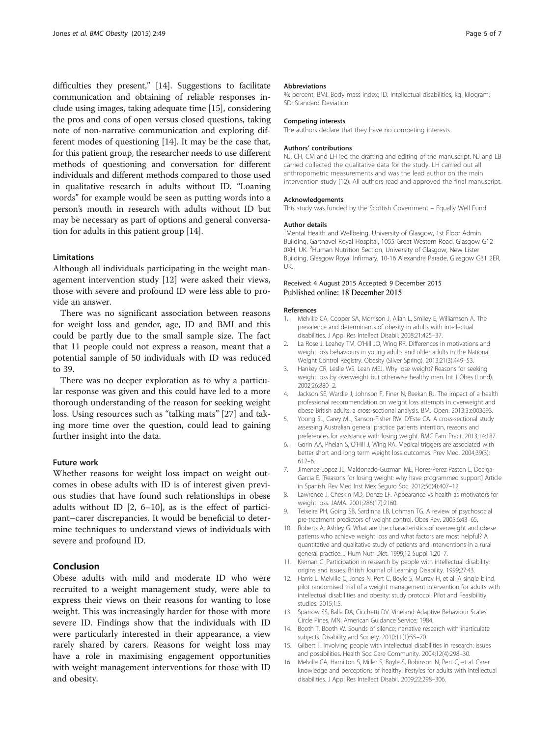difficulties they present," [14]. Suggestions to facilitate communication and obtaining of reliable responses include using images, taking adequate time [15], considering the pros and cons of open versus closed questions, taking note of non-narrative communication and exploring different modes of questioning [14]. It may be the case that, for this patient group, the researcher needs to use different methods of questioning and conversation for different individuals and different methods compared to those used in qualitative research in adults without ID. "Loaning words" for example would be seen as putting words into a person's mouth in research with adults without ID but may be necessary as part of options and general conversation for adults in this patient group [14].

### Limitations

Although all individuals participating in the weight management intervention study [12] were asked their views, those with severe and profound ID were less able to provide an answer.

There was no significant association between reasons for weight loss and gender, age, ID and BMI and this could be partly due to the small sample size. The fact that 11 people could not express a reason, meant that a potential sample of 50 individuals with ID was reduced to 39.

There was no deeper exploration as to why a particular response was given and this could have led to a more thorough understanding of the reason for seeking weight loss. Using resources such as "talking mats" [27] and taking more time over the question, could lead to gaining further insight into the data.

### Future work

Whether reasons for weight loss impact on weight outcomes in obese adults with ID is of interest given previous studies that have found such relationships in obese adults without ID [2, 6–10], as is the effect of participant–carer discrepancies. It would be beneficial to determine techniques to understand views of individuals with severe and profound ID.

## Conclusion

Obese adults with mild and moderate ID who were recruited to a weight management study, were able to express their views on their reasons for wanting to lose weight. This was increasingly harder for those with more severe ID. Findings show that the individuals with ID were particularly interested in their appearance, a view rarely shared by carers. Reasons for weight loss may have a role in maximising engagement opportunities with weight management interventions for those with ID and obesity.

#### Abbreviations

%: percent; BMI: Body mass index; ID: Intellectual disabilities; kg: kilogram; SD: Standard Deviation.

#### Competing interests

The authors declare that they have no competing interests

#### Authors' contributions

NJ, CH, CM and LH led the drafting and editing of the manuscript. NJ and LB carried collected the qualitative data for the study. LH carried out all anthropometric measurements and was the lead author on the main intervention study (12). All authors read and approved the final manuscript.

#### Acknowledgements

This study was funded by the Scottish Government – Equally Well Fund

#### Author details

[1]Mental Health and Wellbeing, University of Glasgow, 1st Floor Admin Building, Gartnavel Royal Hospital, 1055 Great Western Road, Glasgow G12 0XH, UK. [2]Human Nutrition Section, University of Glasgow, New Lister Building, Glasgow Royal Infirmary, 10-16 Alexandra Parade, Glasgow G31 2ER, UK.

Received: 4 August 2015 Accepted: 9 December 2015
Published online: 18 December 2015

#### References

1. Melville CA, Cooper SA, Morrison J, Allan L, Smiley E, Williamson A. The prevalence and determinants of obesity in adults with intellectual disabilities. J Appl Res Intellect Disabil. 2008;21:425–37.
2. La Rose J, Leahey TM, O'Hill JO, Wing RR. Differences in motivations and weight loss behaviours in young adults and older adults in the National Weight Control Registry. Obesity (Silver Spring). 2013;21(3):449–53.
3. Hankey CR, Leslie WS, Lean MEJ. Why lose weight? Reasons for seeking weight loss by overweight but otherwise healthy men. Int J Obes (Lond). 2002;26:880–2.
4. Jackson SE, Wardle J, Johnson F, Finer N, Beekan RJ. The impact of a health professional recommendation on weight loss attempts in overweight and obese British adults. a cross-sectional analysis. BMJ Open. 2013;3:e003693.
5. Yoong SL, Carey ML, Sanson-Fisher RW, D'Este CA. A cross-sectional study assessing Australian general practice patients intention, reasons and preferences for assistance with losing weight. BMC Fam Pract. 2013;14:187.
6. Gorin AA, Phelan S, O'Hill J, Wing RA. Medical triggers are associated with better short and long term weight loss outcomes. Prev Med. 2004;39(3): 612–6.
7. Jimenez-Lopez JL, Maldonado-Guzman ME, Flores-Perez Pasten L, Deciga-Garcia E. [Reasons for losing weight: why have programmed support] Article in Spanish. Rev Med Inst Mex Seguro Soc. 2012;50(4):407–12.
8. Lawrence J, Cheskin MD, Donze LF. Appearance vs health as motivators for weight loss. JAMA. 2001;286(17):2160.
9. Teixeira PH, Going SB, Sardinha LB, Lohman TG. A review of psychosocial pre-treatment predictors of weight control. Obes Rev. 2005;6:43–65.
10. Roberts A, Ashley G. What are the characteristics of overweight and obese patients who achieve weight loss and what factors are most helpful? A quantitative and qualitative study of patients and interventions in a rural general practice. J Hum Nutr Diet. 1999;12 Suppl 1:20–7.
11. Kiernan C. Participation in research by people with intellectual disability: origins and issues. British Journal of Learning Disability. 1999;27:43.
12. Harris L, Melville C, Jones N, Pert C, Boyle S, Murray H, et al. A single blind, pilot randomised trial of a weight management intervention for adults with intellectual disabilities and obesity: study protocol. Pilot and Feasibilitiy studies. 2015;1:5.
13. Sparrow SS, Balla DA, Cicchetti DV. Vineland Adaptive Behaviour Scales. Circle Pines, MN: American Guidance Service; 1984.
14. Booth T, Booth W. Sounds of silence: narrative research with inarticulate subjects. Disability and Society. 2010;11(1):55–70.
15. Gilbert T. Involving people with intellectual disabilities in research: issues and possibilities. Health Soc Care Community. 2004;12(4):298–30.
16. Melville CA, Hamilton S, Miller S, Boyle S, Robinson N, Pert C, et al. Carer knowledge and perceptions of healthy lifestyles for adults with intellectual disabilities. J Appl Res Intellect Disabil. 2009;22:298–306.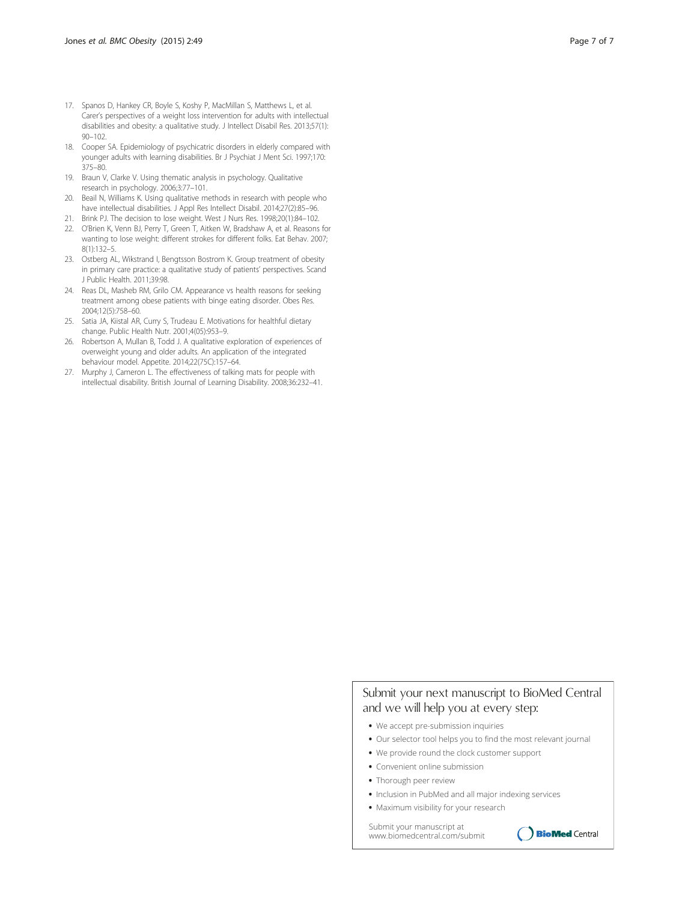17. Spanos D, Hankey CR, Boyle S, Koshy P, MacMillan S, Matthews L, et al. Carer's perspectives of a weight loss intervention for adults with intellectual disabilities and obesity: a qualitative study. J Intellect Disabil Res. 2013;57(1): 90–102.
18. Cooper SA. Epidemiology of psychicatric disorders in elderly compared with younger adults with learning disabilities. Br J Psychiat J Ment Sci. 1997;170: 375–80.
19. Braun V, Clarke V. Using thematic analysis in psychology. Qualitative research in psychology. 2006;3:77–101.
20. Beail N, Williams K. Using qualitative methods in research with people who have intellectual disabilities. J Appl Res Intellect Disabil. 2014;27(2):85–96.
21. Brink PJ. The decision to lose weight. West J Nurs Res. 1998;20(1):84–102.
22. O'Brien K, Venn BJ, Perry T, Green T, Aitken W, Bradshaw A, et al. Reasons for wanting to lose weight: different strokes for different folks. Eat Behav. 2007; 8(1):132–5.
23. Ostberg AL, Wikstrand I, Bengtsson Bostrom K. Group treatment of obesity in primary care practice: a qualitative study of patients' perspectives. Scand J Public Health. 2011;39:98.
24. Reas DL, Masheb RM, Grilo CM. Appearance vs health reasons for seeking treatment among obese patients with binge eating disorder. Obes Res. 2004;12(5):758–60.
25. Satia JA, Kiistal AR, Curry S, Trudeau E. Motivations for healthful dietary change. Public Health Nutr. 2001;4(05):953–9.
26. Robertson A, Mullan B, Todd J. A qualitative exploration of experiences of overweight young and older adults. An application of the integrated behaviour model. Appetite. 2014;22(75C):157–64.
27. Murphy J, Cameron L. The effectiveness of talking mats for people with intellectual disability. British Journal of Learning Disability. 2008;36:232–41.

Submit your next manuscript to BioMed Central and we will help you at every step:

- We accept pre-submission inquiries
- Our selector tool helps you to find the most relevant journal
- We provide round the clock customer support
- Convenient online submission
- Thorough peer review
- Inclusion in PubMed and all major indexing services
- Maximum visibility for your research

Submit your manuscript at www.biomedcentral.com/submit

BioMed Central